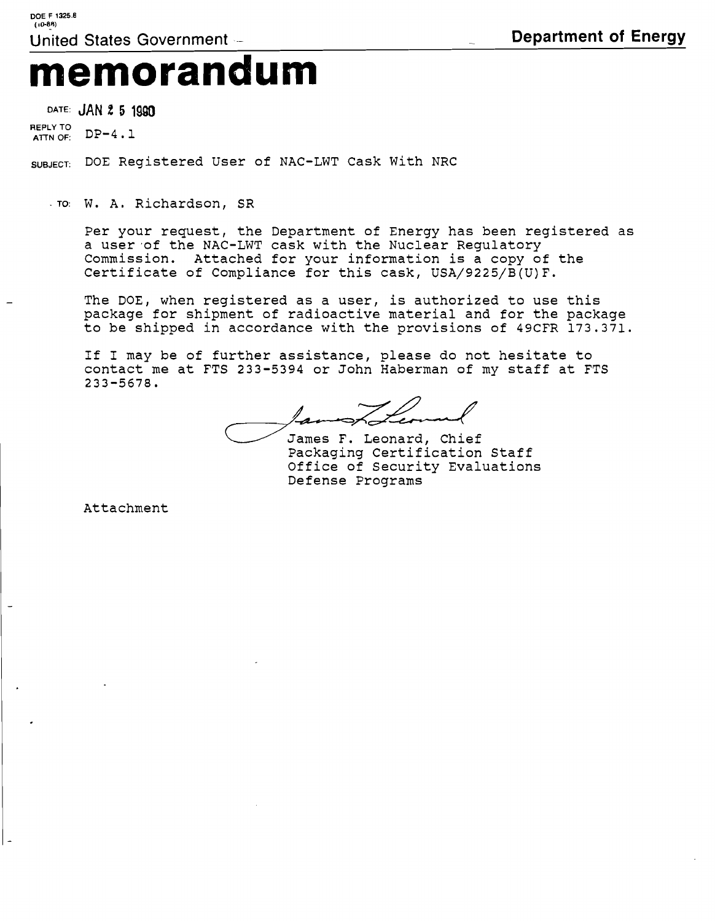DOE F 1325.8
(10-88)

United States Government — **Department of Energy**

# memorandum

DATE: JAN 2 5 1990

REPLY TO ATTN OF: DP-4.1

SUBJECT: DOE Registered User of NAC-LWT Cask With NRC

TO: W. A. Richardson, SR

Per your request, the Department of Energy has been registered as a user of the NAC-LWT cask with the Nuclear Regulatory Commission. Attached for your information is a copy of the Certificate of Compliance for this cask, USA/9225/B(U)F.

The DOE, when registered as a user, is authorized to use this package for shipment of radioactive material and for the package to be shipped in accordance with the provisions of 49CFR 173.371.

If I may be of further assistance, please do not hesitate to contact me at FTS 233-5394 or John Haberman of my staff at FTS 233-5678.

James F. Leonard, Chief
Packaging Certification Staff
Office of Security Evaluations
Defense Programs

Attachment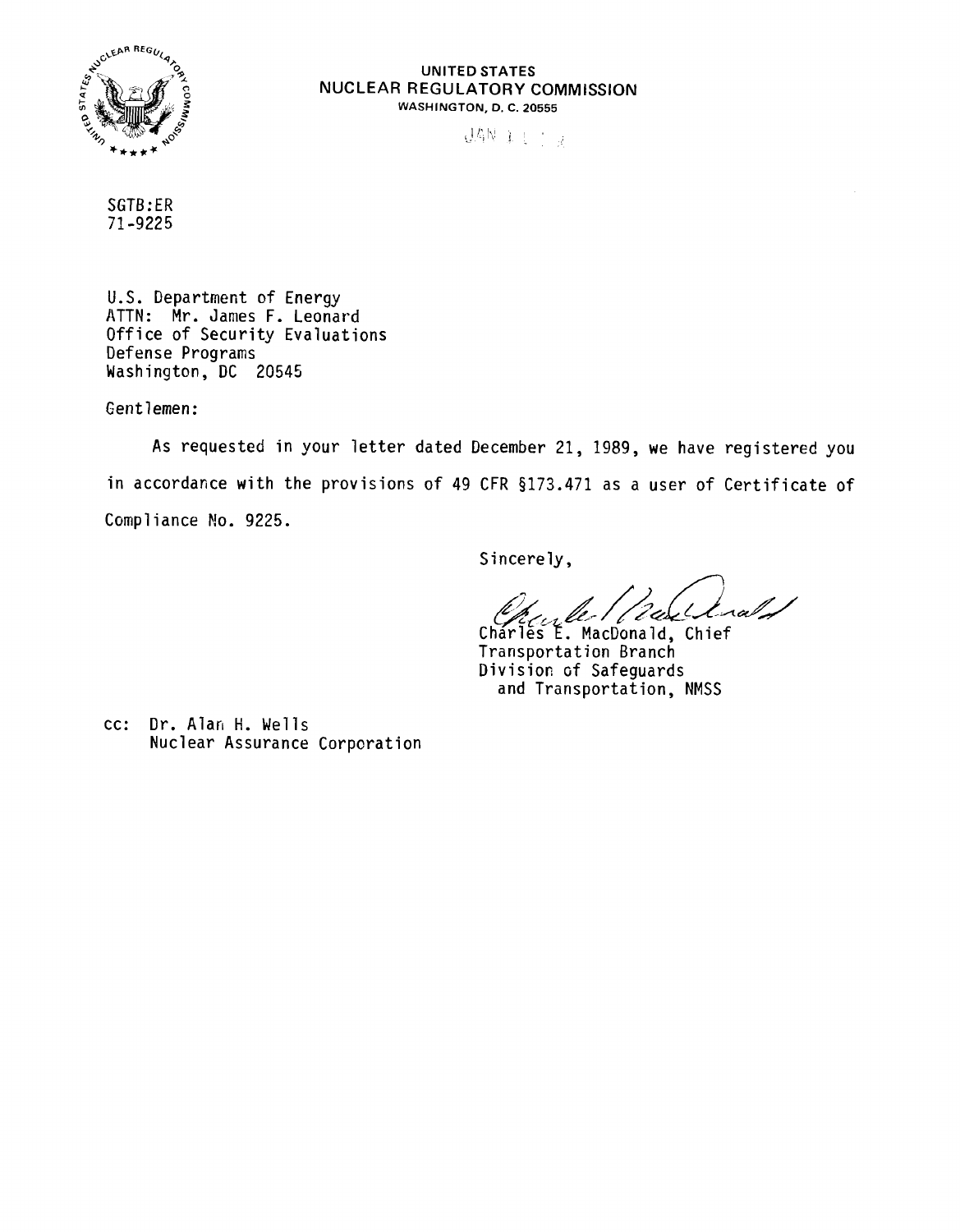UNITED STATES
NUCLEAR REGULATORY COMMISSION
WASHINGTON, D. C. 20555

JAN 1 1

SGTB:ER
71-9225

U.S. Department of Energy
ATTN: Mr. James F. Leonard
Office of Security Evaluations
Defense Programs
Washington, DC 20545

Gentlemen:

As requested in your letter dated December 21, 1989, we have registered you in accordance with the provisions of 49 CFR §173.471 as a user of Certificate of Compliance No. 9225.

Sincerely,

Charles E. MacDonald, Chief
Transportation Branch
Division of Safeguards
and Transportation, NMSS

cc: Dr. Alan H. Wells
Nuclear Assurance Corporation